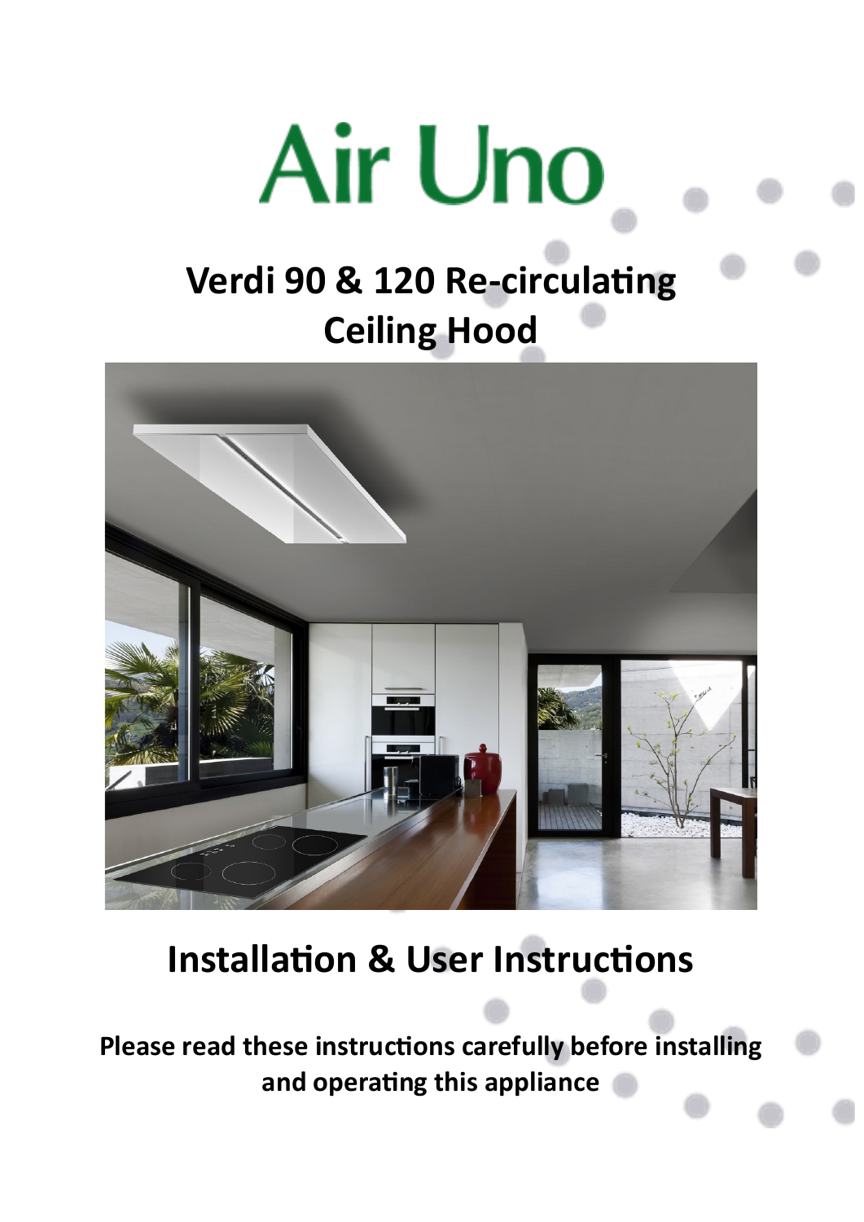# Air Uno

## Verdi 90 & 120 Re-circulating Ceiling Hood

## Installation & User Instructions

**Please read these instructions carefully before installing and operating this appliance**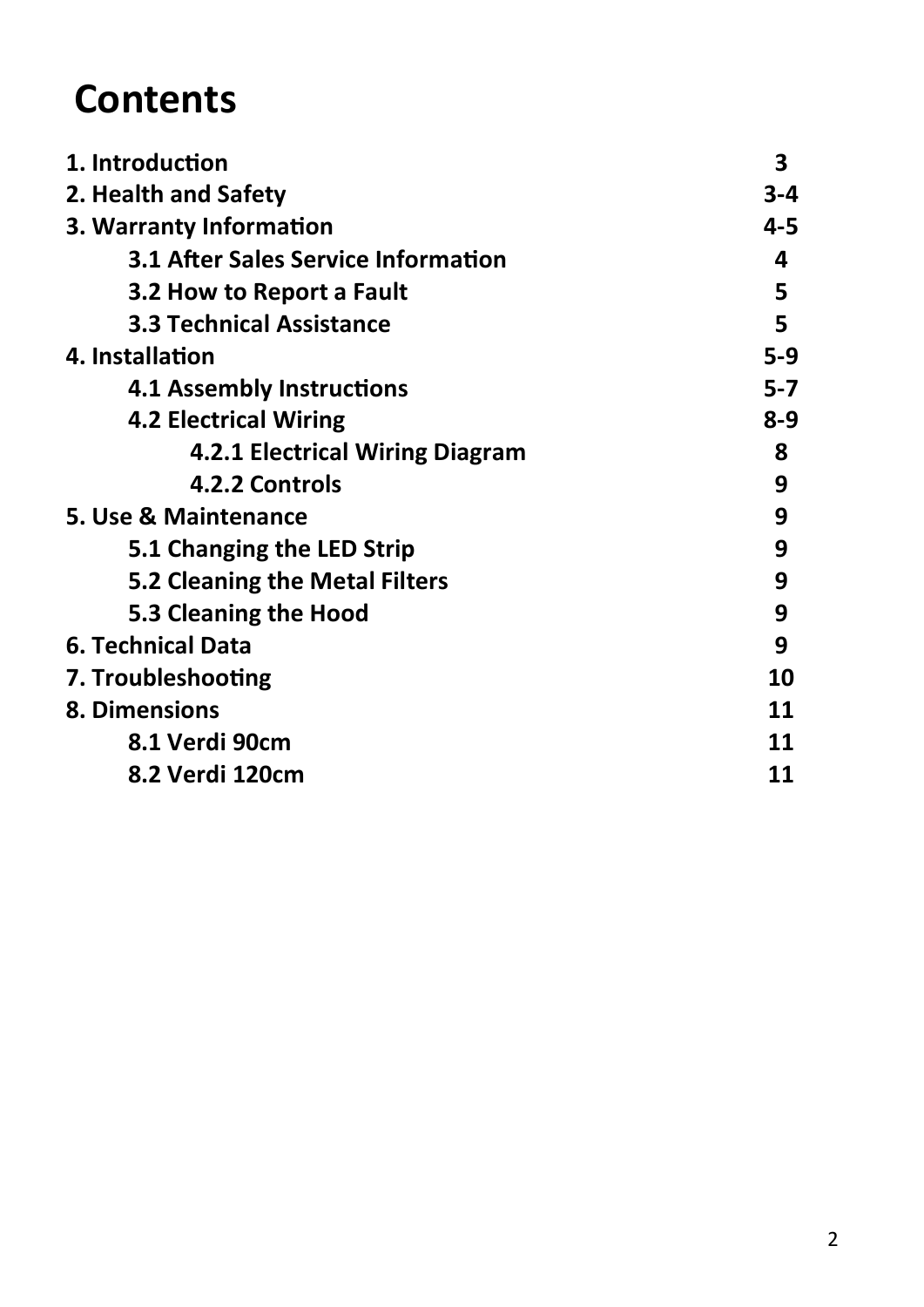# Contents

| | |
|---|---|
| **1. Introduction** | **3** |
| **2. Health and Safety** | **3-4** |
| **3. Warranty Information** | **4-5** |
| &nbsp;&nbsp;&nbsp;&nbsp;**3.1 After Sales Service Information** | **4** |
| &nbsp;&nbsp;&nbsp;&nbsp;**3.2 How to Report a Fault** | **5** |
| &nbsp;&nbsp;&nbsp;&nbsp;**3.3 Technical Assistance** | **5** |
| **4. Installation** | **5-9** |
| &nbsp;&nbsp;&nbsp;&nbsp;**4.1 Assembly Instructions** | **5-7** |
| &nbsp;&nbsp;&nbsp;&nbsp;**4.2 Electrical Wiring** | **8-9** |
| &nbsp;&nbsp;&nbsp;&nbsp;&nbsp;&nbsp;&nbsp;&nbsp;**4.2.1 Electrical Wiring Diagram** | **8** |
| &nbsp;&nbsp;&nbsp;&nbsp;&nbsp;&nbsp;&nbsp;&nbsp;**4.2.2 Controls** | **9** |
| **5. Use & Maintenance** | **9** |
| &nbsp;&nbsp;&nbsp;&nbsp;**5.1 Changing the LED Strip** | **9** |
| &nbsp;&nbsp;&nbsp;&nbsp;**5.2 Cleaning the Metal Filters** | **9** |
| &nbsp;&nbsp;&nbsp;&nbsp;**5.3 Cleaning the Hood** | **9** |
| **6. Technical Data** | **9** |
| **7. Troubleshooting** | **10** |
| **8. Dimensions** | **11** |
| &nbsp;&nbsp;&nbsp;&nbsp;**8.1 Verdi 90cm** | **11** |
| &nbsp;&nbsp;&nbsp;&nbsp;**8.2 Verdi 120cm** | **11** |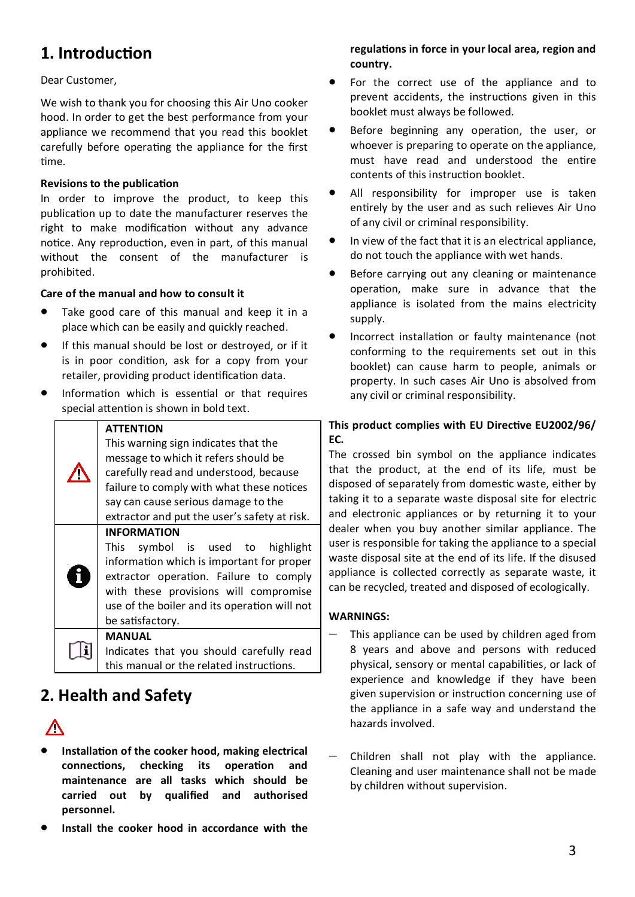# 1. Introduction

Dear Customer,

We wish to thank you for choosing this Air Uno cooker hood. In order to get the best performance from your appliance we recommend that you read this booklet carefully before operating the appliance for the first time.

**Revisions to the publication**

In order to improve the product, to keep this publication up to date the manufacturer reserves the right to make modification without any advance notice. Any reproduction, even in part, of this manual without the consent of the manufacturer is prohibited.

**Care of the manual and how to consult it**

- Take good care of this manual and keep it in a place which can be easily and quickly reached.
- If this manual should be lost or destroyed, or if it is in poor condition, ask for a copy from your retailer, providing product identification data.
- Information which is essential or that requires special attention is shown in bold text.

| | |
|---|---|
| ⚠ | **ATTENTION** This warning sign indicates that the message to which it refers should be carefully read and understood, because failure to comply with what these notices say can cause serious damage to the extractor and put the user's safety at risk. |
| ℹ | **INFORMATION** This symbol is used to highlight information which is important for proper extractor operation. Failure to comply with these provisions will compromise use of the boiler and its operation will not be satisfactory. |
| 📖 | **MANUAL** Indicates that you should carefully read this manual or the related instructions. |

# 2. Health and Safety

⚠

- **Installation of the cooker hood, making electrical connections, checking its operation and maintenance are all tasks which should be carried out by qualified and authorised personnel.**
- **Install the cooker hood in accordance with the regulations in force in your local area, region and country.**
- For the correct use of the appliance and to prevent accidents, the instructions given in this booklet must always be followed.
- Before beginning any operation, the user, or whoever is preparing to operate on the appliance, must have read and understood the entire contents of this instruction booklet.
- All responsibility for improper use is taken entirely by the user and as such relieves Air Uno of any civil or criminal responsibility.
- In view of the fact that it is an electrical appliance, do not touch the appliance with wet hands.
- Before carrying out any cleaning or maintenance operation, make sure in advance that the appliance is isolated from the mains electricity supply.
- Incorrect installation or faulty maintenance (not conforming to the requirements set out in this booklet) can cause harm to people, animals or property. In such cases Air Uno is absolved from any civil or criminal responsibility.

**This product complies with EU Directive EU2002/96/EC.**

The crossed bin symbol on the appliance indicates that the product, at the end of its life, must be disposed of separately from domestic waste, either by taking it to a separate waste disposal site for electric and electronic appliances or by returning it to your dealer when you buy another similar appliance. The user is responsible for taking the appliance to a special waste disposal site at the end of its life. If the disused appliance is collected correctly as separate waste, it can be recycled, treated and disposed of ecologically.

**WARNINGS:**

- This appliance can be used by children aged from 8 years and above and persons with reduced physical, sensory or mental capabilities, or lack of experience and knowledge if they have been given supervision or instruction concerning use of the appliance in a safe way and understand the hazards involved.
- Children shall not play with the appliance. Cleaning and user maintenance shall not be made by children without supervision.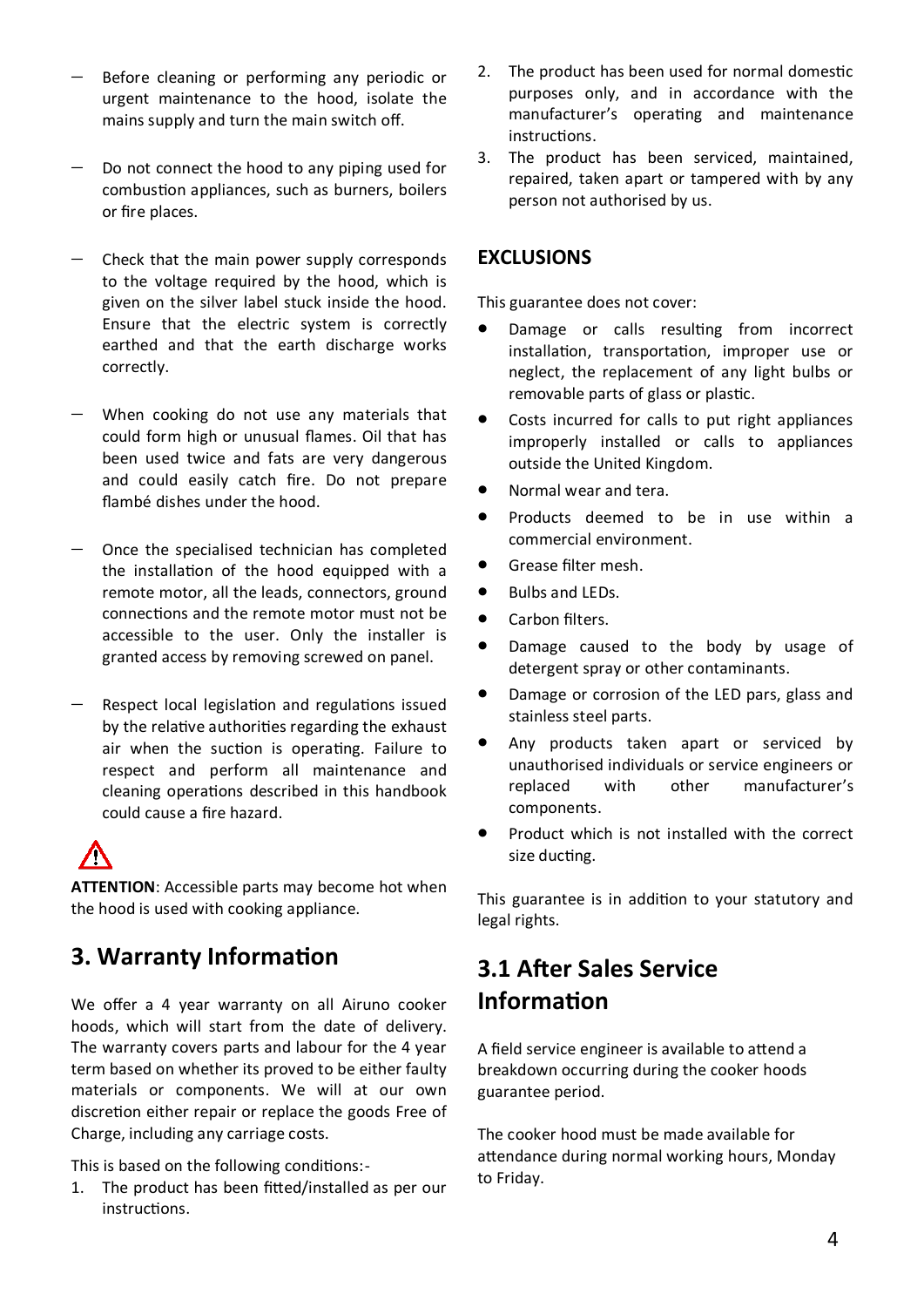- Before cleaning or performing any periodic or urgent maintenance to the hood, isolate the mains supply and turn the main switch off.

- Do not connect the hood to any piping used for combustion appliances, such as burners, boilers or fire places.

- Check that the main power supply corresponds to the voltage required by the hood, which is given on the silver label stuck inside the hood. Ensure that the electric system is correctly earthed and that the earth discharge works correctly.

- When cooking do not use any materials that could form high or unusual flames. Oil that has been used twice and fats are very dangerous and could easily catch fire. Do not prepare flambé dishes under the hood.

- Once the specialised technician has completed the installation of the hood equipped with a remote motor, all the leads, connectors, ground connections and the remote motor must not be accessible to the user. Only the installer is granted access by removing screwed on panel.

- Respect local legislation and regulations issued by the relative authorities regarding the exhaust air when the suction is operating. Failure to respect and perform all maintenance and cleaning operations described in this handbook could cause a fire hazard.

⚠

**ATTENTION**: Accessible parts may become hot when the hood is used with cooking appliance.

## 3. Warranty Information

We offer a 4 year warranty on all Airuno cooker hoods, which will start from the date of delivery. The warranty covers parts and labour for the 4 year term based on whether its proved to be either faulty materials or components. We will at our own discretion either repair or replace the goods Free of Charge, including any carriage costs.

This is based on the following conditions:-

1. The product has been fitted/installed as per our instructions.
2. The product has been used for normal domestic purposes only, and in accordance with the manufacturer's operating and maintenance instructions.
3. The product has been serviced, maintained, repaired, taken apart or tampered with by any person not authorised by us.

### EXCLUSIONS

This guarantee does not cover:

- Damage or calls resulting from incorrect installation, transportation, improper use or neglect, the replacement of any light bulbs or removable parts of glass or plastic.
- Costs incurred for calls to put right appliances improperly installed or calls to appliances outside the United Kingdom.
- Normal wear and tera.
- Products deemed to be in use within a commercial environment.
- Grease filter mesh.
- Bulbs and LEDs.
- Carbon filters.
- Damage caused to the body by usage of detergent spray or other contaminants.
- Damage or corrosion of the LED pars, glass and stainless steel parts.
- Any products taken apart or serviced by unauthorised individuals or service engineers or replaced with other manufacturer's components.
- Product which is not installed with the correct size ducting.

This guarantee is in addition to your statutory and legal rights.

## 3.1 After Sales Service Information

A field service engineer is available to attend a breakdown occurring during the cooker hoods guarantee period.

The cooker hood must be made available for attendance during normal working hours, Monday to Friday.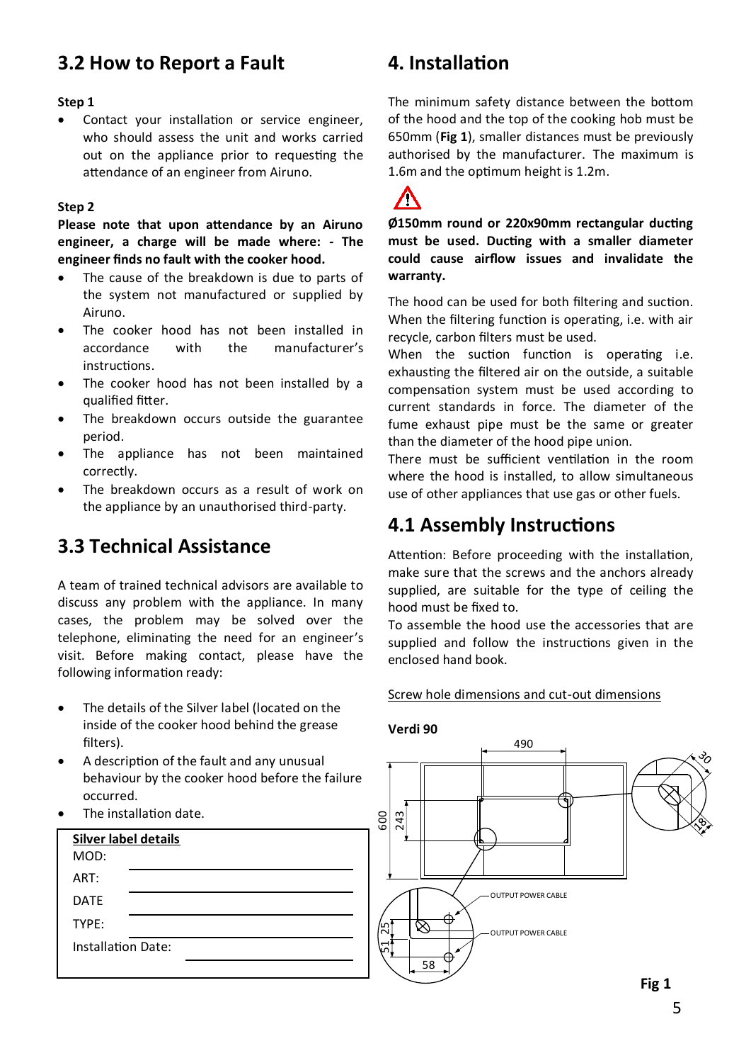## 3.2 How to Report a Fault

**Step 1**

- Contact your installation or service engineer, who should assess the unit and works carried out on the appliance prior to requesting the attendance of an engineer from Airuno.

**Step 2**

**Please note that upon attendance by an Airuno engineer, a charge will be made where: - The engineer finds no fault with the cooker hood.**

- The cause of the breakdown is due to parts of the system not manufactured or supplied by Airuno.
- The cooker hood has not been installed in accordance with the manufacturer's instructions.
- The cooker hood has not been installed by a qualified fitter.
- The breakdown occurs outside the guarantee period.
- The appliance has not been maintained correctly.
- The breakdown occurs as a result of work on the appliance by an unauthorised third-party.

## 3.3 Technical Assistance

A team of trained technical advisors are available to discuss any problem with the appliance. In many cases, the problem may be solved over the telephone, eliminating the need for an engineer's visit. Before making contact, please have the following information ready:

- The details of the Silver label (located on the inside of the cooker hood behind the grease filters).
- A description of the fault and any unusual behaviour by the cooker hood before the failure occurred.
- The installation date.

**Silver label details**

MOD: ____________________

ART: ____________________

DATE ____________________

TYPE: ____________________

Installation Date: ____________________

## 4. Installation

The minimum safety distance between the bottom of the hood and the top of the cooking hob must be 650mm (**Fig 1**), smaller distances must be previously authorised by the manufacturer. The maximum is 1.6m and the optimum height is 1.2m.

**Ø150mm round or 220x90mm rectangular ducting must be used. Ducting with a smaller diameter could cause airflow issues and invalidate the warranty.**

The hood can be used for both filtering and suction. When the filtering function is operating, i.e. with air recycle, carbon filters must be used.

When the suction function is operating i.e. exhausting the filtered air on the outside, a suitable compensation system must be used according to current standards in force. The diameter of the fume exhaust pipe must be the same or greater than the diameter of the hood pipe union.

There must be sufficient ventilation in the room where the hood is installed, to allow simultaneous use of other appliances that use gas or other fuels.

## 4.1 Assembly Instructions

Attention: Before proceeding with the installation, make sure that the screws and the anchors already supplied, are suitable for the type of ceiling the hood must be fixed to.

To assemble the hood use the accessories that are supplied and follow the instructions given in the enclosed hand book.

Screw hole dimensions and cut-out dimensions

**Verdi 90**

490

600

243

30

18

OUTPUT POWER CABLE

OUTPUT POWER CABLE

25

51

58

**Fig 1**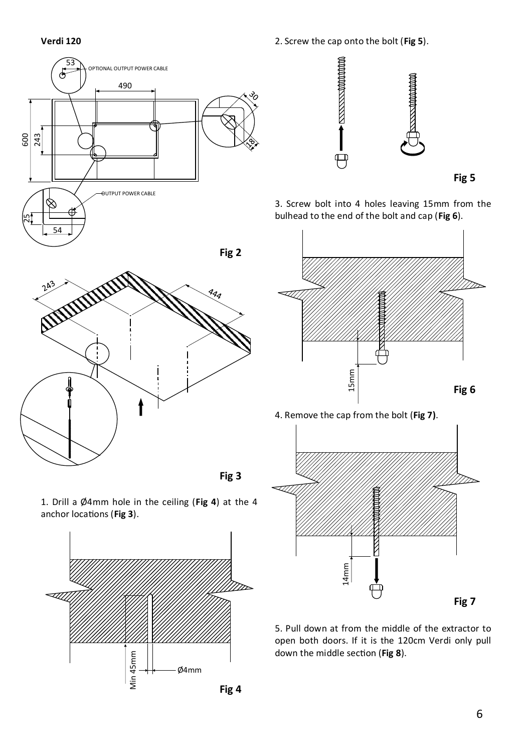**Verdi 120**

OPTIONAL OUTPUT POWER CABLE

OUTPUT POWER CABLE

**Fig 2**

**Fig 3**

1. Drill a Ø4mm hole in the ceiling (**Fig 4**) at the 4 anchor locations (**Fig 3**).

**Fig 4**

2. Screw the cap onto the bolt (**Fig 5**).

**Fig 5**

3. Screw bolt into 4 holes leaving 15mm from the bulhead to the end of the bolt and cap (**Fig 6**).

**Fig 6**

4. Remove the cap from the bolt (**Fig 7)**.

**Fig 7**

5. Pull down at from the middle of the extractor to open both doors. If it is the 120cm Verdi only pull down the middle section (**Fig 8**).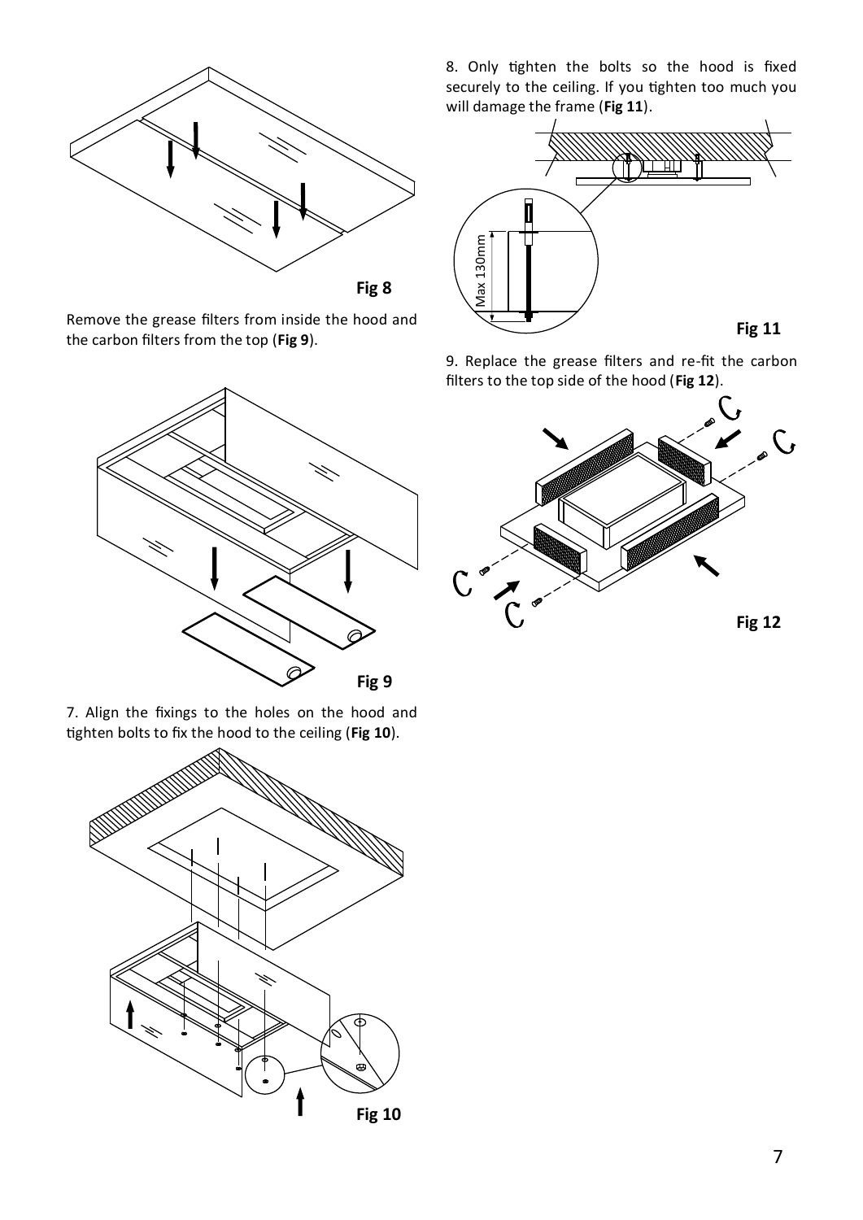Fig 8

Remove the grease filters from inside the hood and the carbon filters from the top (**Fig 9**).

Fig 9

7. Align the fixings to the holes on the hood and tighten bolts to fix the hood to the ceiling (**Fig 10**).

Fig 10

8. Only tighten the bolts so the hood is fixed securely to the ceiling. If you tighten too much you will damage the frame (**Fig 11**).

Max 130mm

Fig 11

9. Replace the grease filters and re-fit the carbon filters to the top side of the hood (**Fig 12**).

Fig 12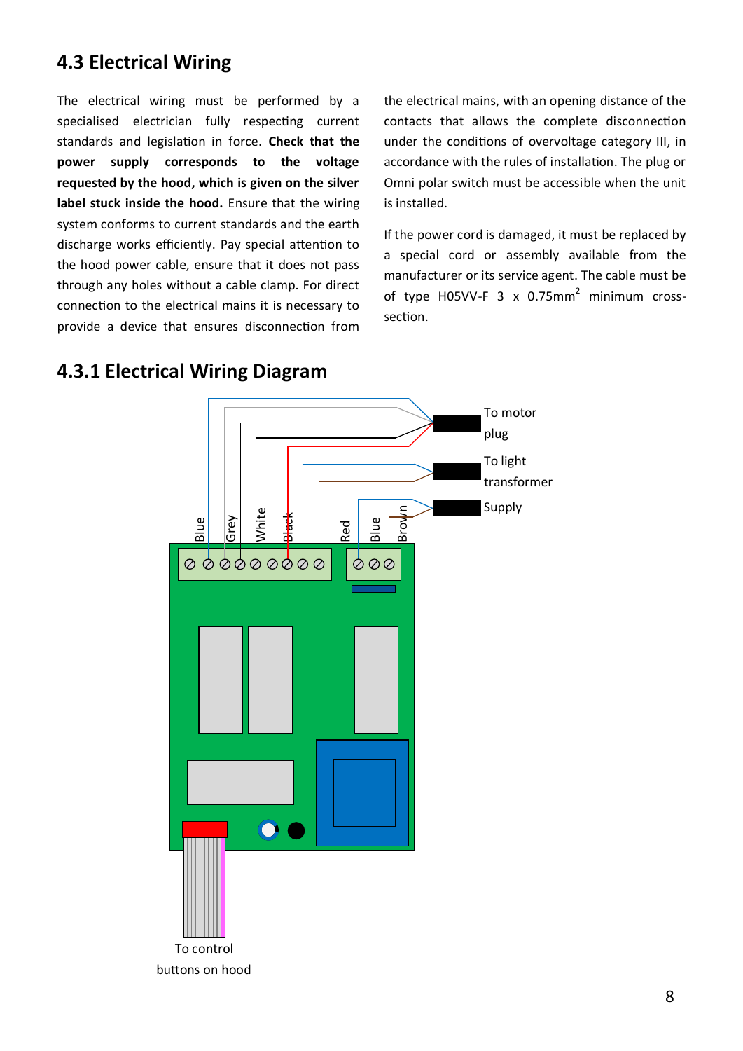## 4.3 Electrical Wiring

The electrical wiring must be performed by a specialised electrician fully respecting current standards and legislation in force. **Check that the power supply corresponds to the voltage requested by the hood, which is given on the silver label stuck inside the hood.** Ensure that the wiring system conforms to current standards and the earth discharge works efficiently. Pay special attention to the hood power cable, ensure that it does not pass through any holes without a cable clamp. For direct connection to the electrical mains it is necessary to provide a device that ensures disconnection from the electrical mains, with an opening distance of the contacts that allows the complete disconnection under the conditions of overvoltage category III, in accordance with the rules of installation. The plug or Omni polar switch must be accessible when the unit is installed.

If the power cord is damaged, it must be replaced by a special cord or assembly available from the manufacturer or its service agent. The cable must be of type H05VV-F 3 x 0.75mm$^2$ minimum cross-section.

### 4.3.1 Electrical Wiring Diagram

Blue Grey White Black Red Blue Brown

To motor plug

To light transformer

Supply

To control buttons on hood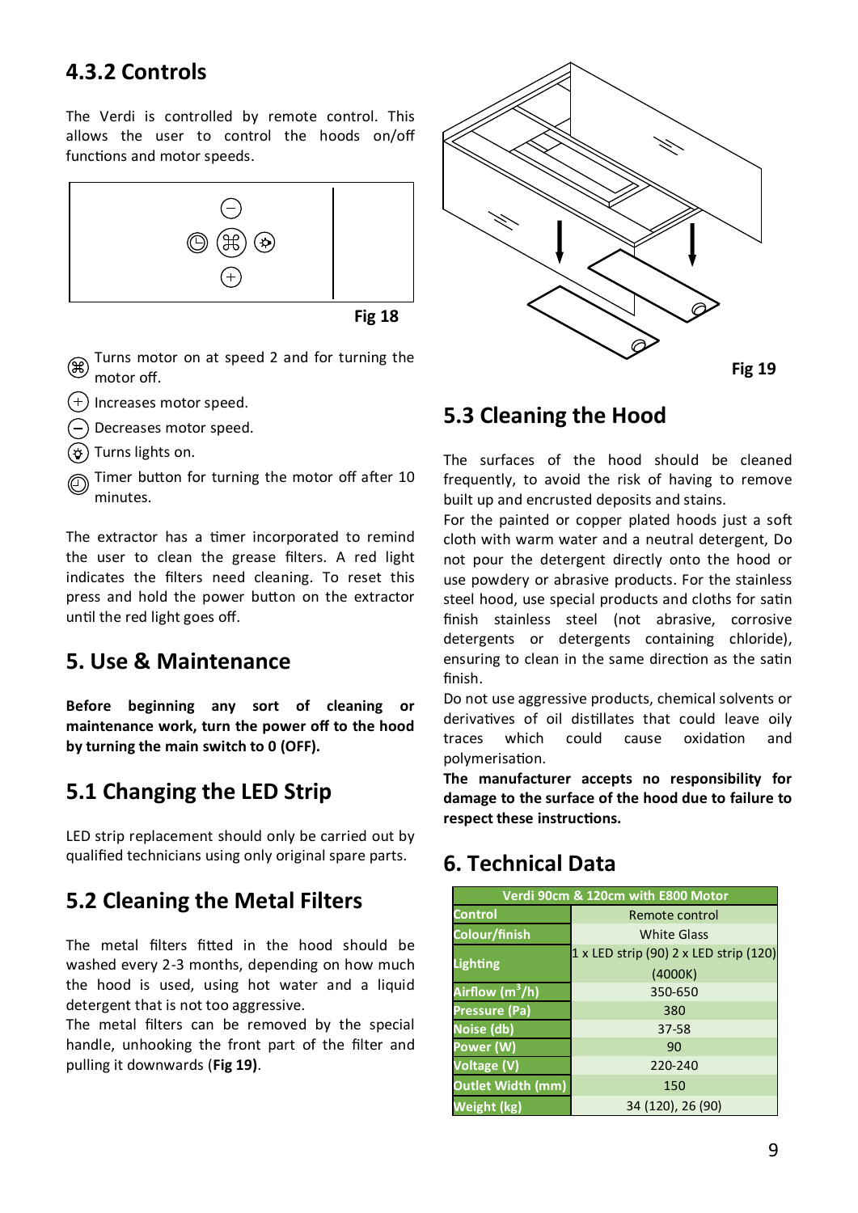## 4.3.2 Controls

The Verdi is controlled by remote control. This allows the user to control the hoods on/off functions and motor speeds.

Fig 18

- ⌘ Turns motor on at speed 2 and for turning the motor off.
- ⊕ Increases motor speed.
- ⊖ Decreases motor speed.
- ☼ Turns lights on.
- ◷ Timer button for turning the motor off after 10 minutes.

The extractor has a timer incorporated to remind the user to clean the grease filters. A red light indicates the filters need cleaning. To reset this press and hold the power button on the extractor until the red light goes off.

# 5. Use & Maintenance

**Before beginning any sort of cleaning or maintenance work, turn the power off to the hood by turning the main switch to 0 (OFF).**

## 5.1 Changing the LED Strip

LED strip replacement should only be carried out by qualified technicians using only original spare parts.

## 5.2 Cleaning the Metal Filters

The metal filters fitted in the hood should be washed every 2-3 months, depending on how much the hood is used, using hot water and a liquid detergent that is not too aggressive.
The metal filters can be removed by the special handle, unhooking the front part of the filter and pulling it downwards (**Fig 19**).

Fig 19

## 5.3 Cleaning the Hood

The surfaces of the hood should be cleaned frequently, to avoid the risk of having to remove built up and encrusted deposits and stains.
For the painted or copper plated hoods just a soft cloth with warm water and a neutral detergent, Do not pour the detergent directly onto the hood or use powdery or abrasive products. For the stainless steel hood, use special products and cloths for satin finish stainless steel (not abrasive, corrosive detergents or detergents containing chloride), ensuring to clean in the same direction as the satin finish.
Do not use aggressive products, chemical solvents or derivatives of oil distillates that could leave oily traces which could cause oxidation and polymerisation.
**The manufacturer accepts no responsibility for damage to the surface of the hood due to failure to respect these instructions.**

# 6. Technical Data

| Verdi 90cm & 120cm with E800 Motor | |
|---|---|
| Control | Remote control |
| Colour/finish | White Glass |
| Lighting | 1 x LED strip (90) 2 x LED strip (120) (4000K) |
| Airflow ($m^3$/h) | 350-650 |
| Pressure (Pa) | 380 |
| Noise (db) | 37-58 |
| Power (W) | 90 |
| Voltage (V) | 220-240 |
| Outlet Width (mm) | 150 |
| Weight (kg) | 34 (120), 26 (90) |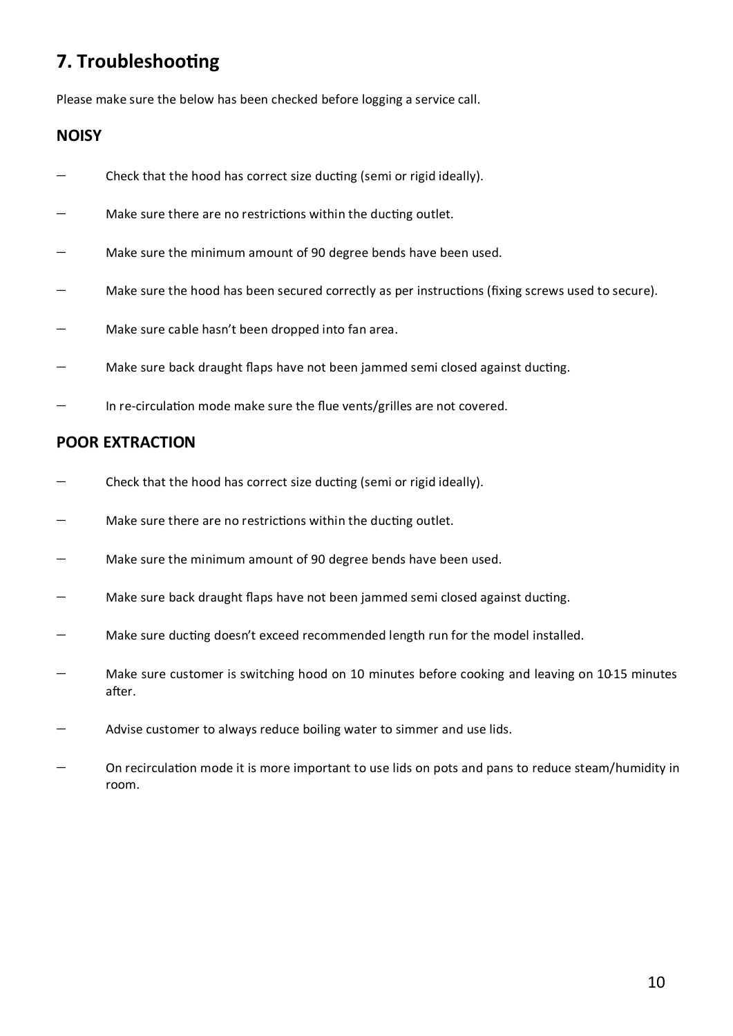## 7. Troubleshooting

Please make sure the below has been checked before logging a service call.

### NOISY

- Check that the hood has correct size ducting (semi or rigid ideally).
- Make sure there are no restrictions within the ducting outlet.
- Make sure the minimum amount of 90 degree bends have been used.
- Make sure the hood has been secured correctly as per instructions (fixing screws used to secure).
- Make sure cable hasn't been dropped into fan area.
- Make sure back draught flaps have not been jammed semi closed against ducting.
- In re-circulation mode make sure the flue vents/grilles are not covered.

### POOR EXTRACTION

- Check that the hood has correct size ducting (semi or rigid ideally).
- Make sure there are no restrictions within the ducting outlet.
- Make sure the minimum amount of 90 degree bends have been used.
- Make sure back draught flaps have not been jammed semi closed against ducting.
- Make sure ducting doesn't exceed recommended length run for the model installed.
- Make sure customer is switching hood on 10 minutes before cooking and leaving on 10-15 minutes after.
- Advise customer to always reduce boiling water to simmer and use lids.
- On recirculation mode it is more important to use lids on pots and pans to reduce steam/humidity in room.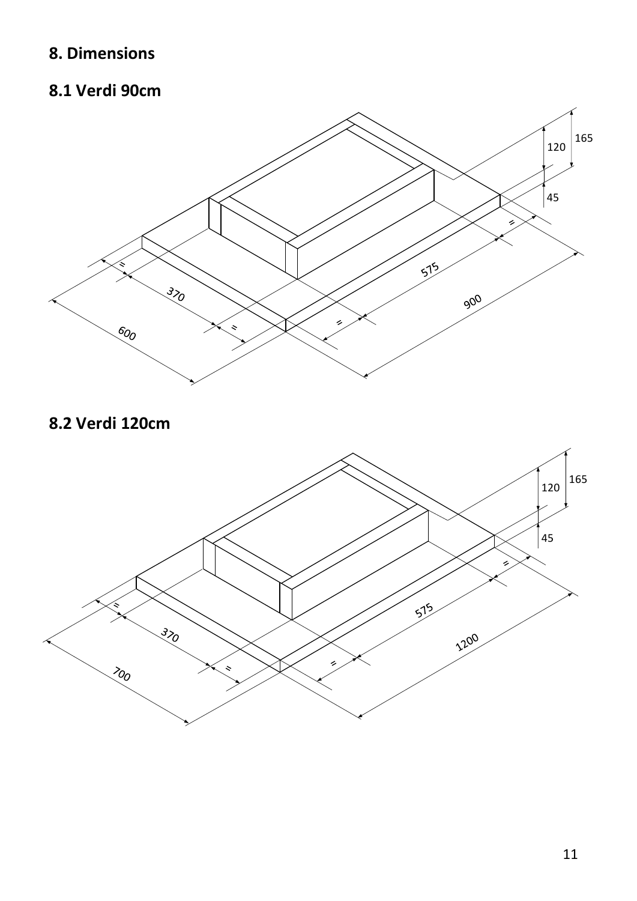# 8. Dimensions

## 8.1 Verdi 90cm

## 8.2 Verdi 120cm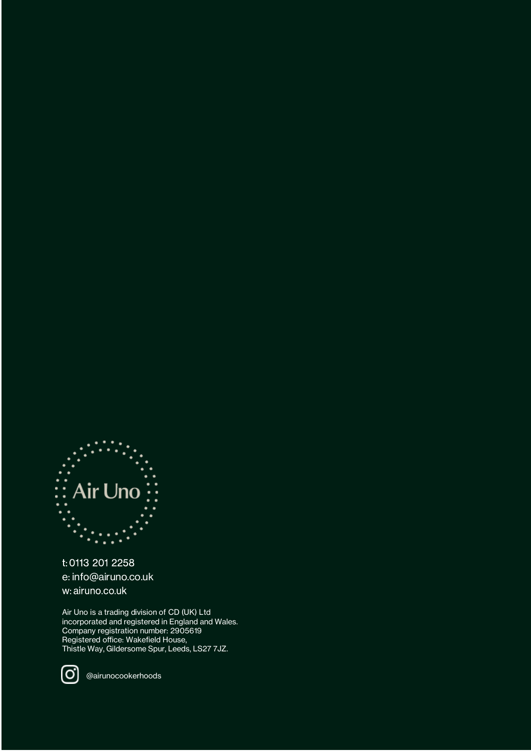Air Uno

t: 0113 201 2258
e: info@airuno.co.uk
w: airuno.co.uk

Air Uno is a trading division of CD (UK) Ltd
incorporated and registered in England and Wales.
Company registration number: 2905619
Registered office: Wakefield House,
Thistle Way, Gildersome Spur, Leeds, LS27 7JZ.

@airunocookerhoods